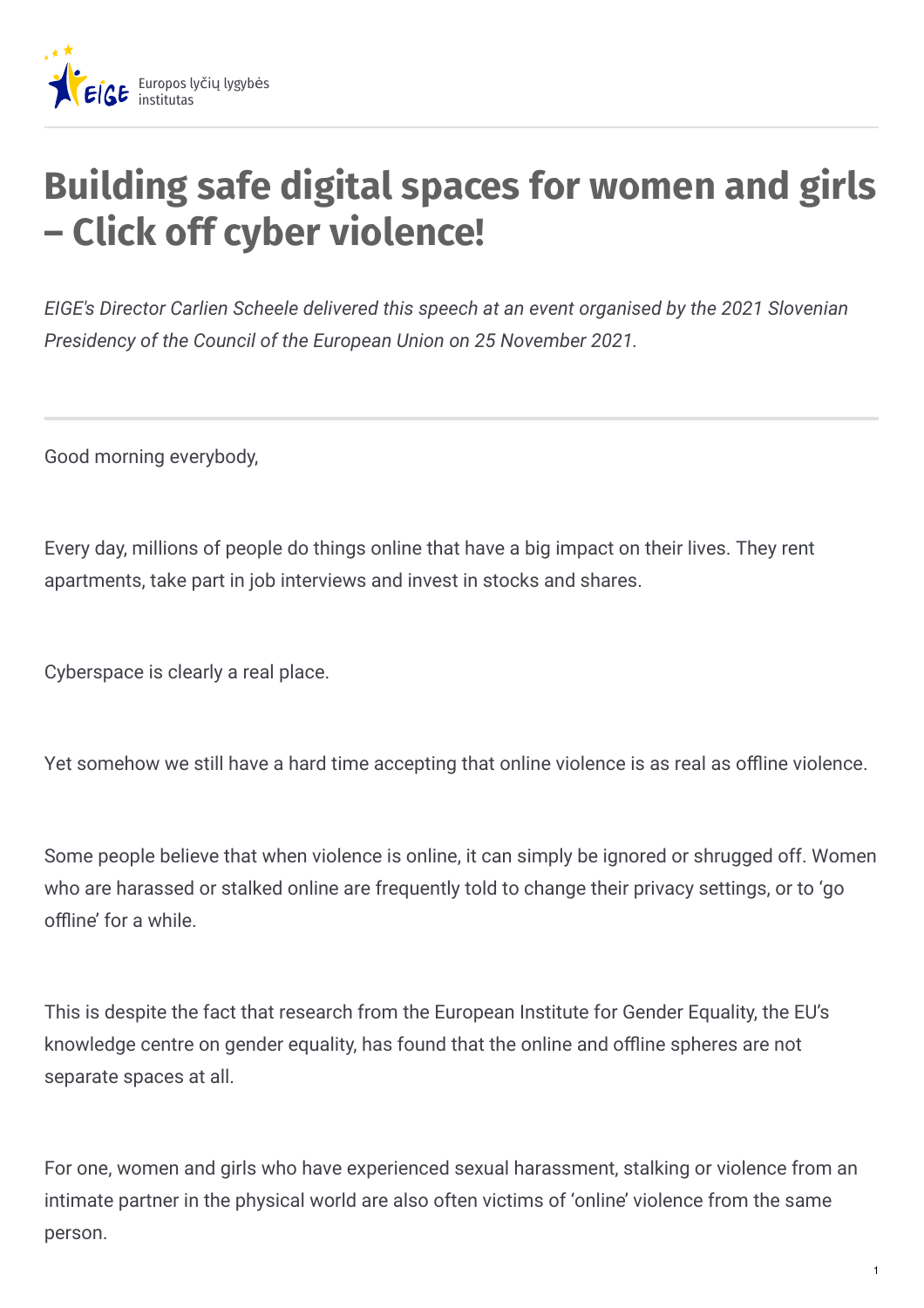Europos lyčių lygybės institutas

# Building safe digital spaces for women and girls – Click off cyber violence!

*EIGE's Director Carlien Scheele delivered this speech at an event organised by the 2021 Slovenian Presidency of the Council of the European Union on 25 November 2021.*

---

Good morning everybody,

Every day, millions of people do things online that have a big impact on their lives. They rent apartments, take part in job interviews and invest in stocks and shares.

Cyberspace is clearly a real place.

Yet somehow we still have a hard time accepting that online violence is as real as offline violence.

Some people believe that when violence is online, it can simply be ignored or shrugged off. Women who are harassed or stalked online are frequently told to change their privacy settings, or to 'go offline' for a while.

This is despite the fact that research from the European Institute for Gender Equality, the EU's knowledge centre on gender equality, has found that the online and offline spheres are not separate spaces at all.

For one, women and girls who have experienced sexual harassment, stalking or violence from an intimate partner in the physical world are also often victims of 'online' violence from the same person.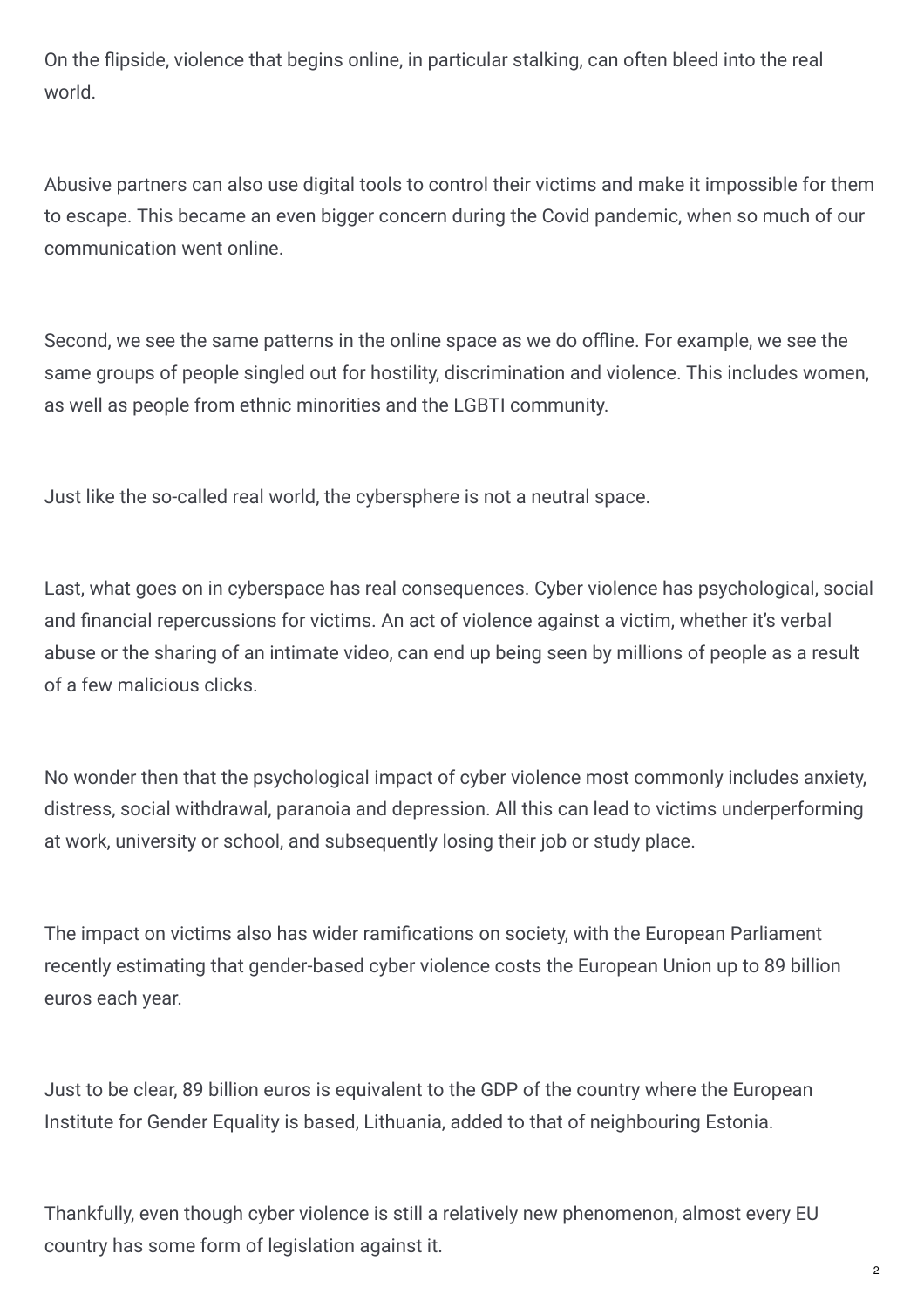On the flipside, violence that begins online, in particular stalking, can often bleed into the real world.

Abusive partners can also use digital tools to control their victims and make it impossible for them to escape. This became an even bigger concern during the Covid pandemic, when so much of our communication went online.

Second, we see the same patterns in the online space as we do offline. For example, we see the same groups of people singled out for hostility, discrimination and violence. This includes women, as well as people from ethnic minorities and the LGBTI community.

Just like the so-called real world, the cybersphere is not a neutral space.

Last, what goes on in cyberspace has real consequences. Cyber violence has psychological, social and financial repercussions for victims. An act of violence against a victim, whether it's verbal abuse or the sharing of an intimate video, can end up being seen by millions of people as a result of a few malicious clicks.

No wonder then that the psychological impact of cyber violence most commonly includes anxiety, distress, social withdrawal, paranoia and depression. All this can lead to victims underperforming at work, university or school, and subsequently losing their job or study place.

The impact on victims also has wider ramifications on society, with the European Parliament recently estimating that gender-based cyber violence costs the European Union up to 89 billion euros each year.

Just to be clear, 89 billion euros is equivalent to the GDP of the country where the European Institute for Gender Equality is based, Lithuania, added to that of neighbouring Estonia.

Thankfully, even though cyber violence is still a relatively new phenomenon, almost every EU country has some form of legislation against it.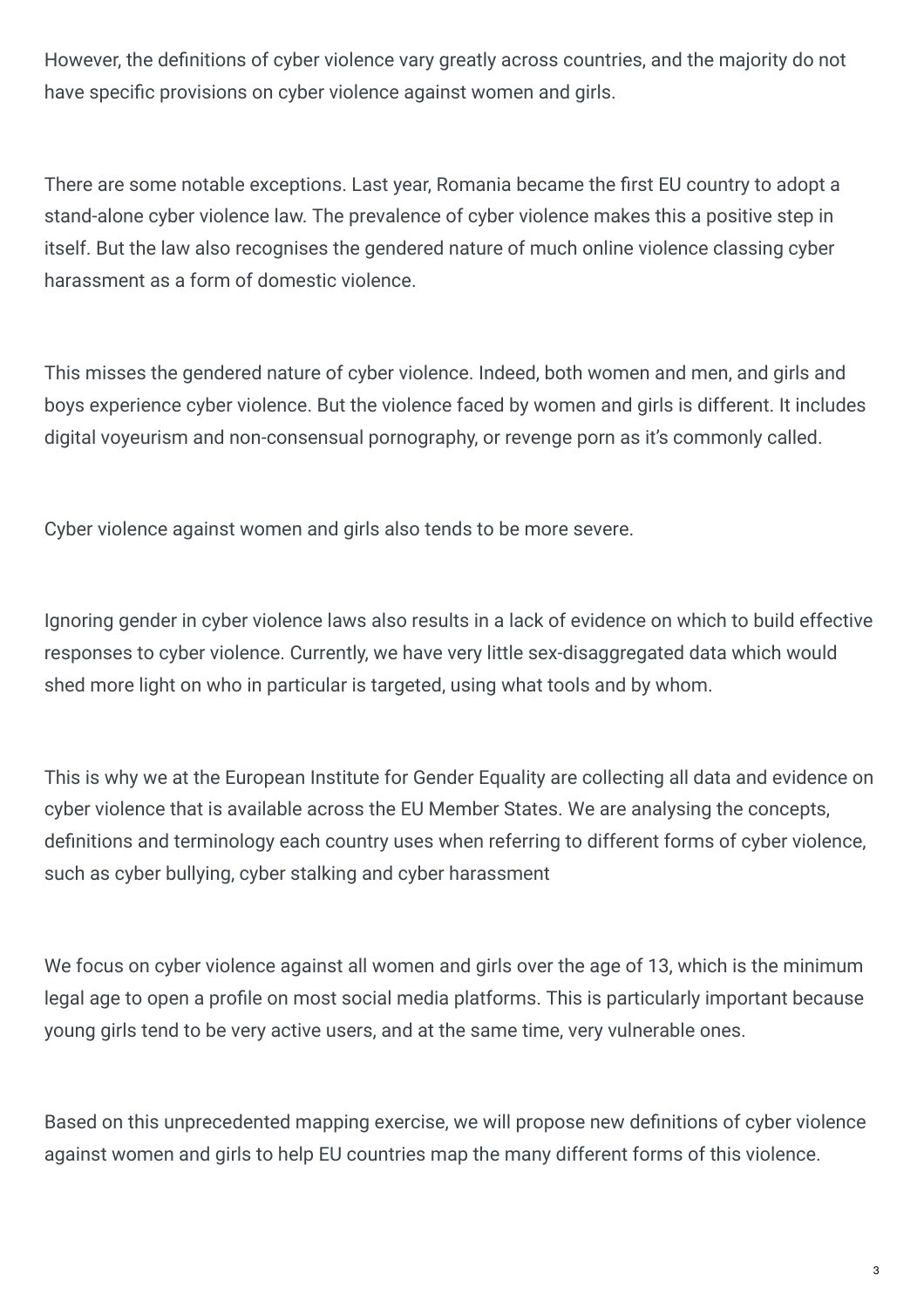However, the definitions of cyber violence vary greatly across countries, and the majority do not have specific provisions on cyber violence against women and girls.

There are some notable exceptions. Last year, Romania became the first EU country to adopt a stand-alone cyber violence law. The prevalence of cyber violence makes this a positive step in itself. But the law also recognises the gendered nature of much online violence classing cyber harassment as a form of domestic violence.

This misses the gendered nature of cyber violence. Indeed, both women and men, and girls and boys experience cyber violence. But the violence faced by women and girls is different. It includes digital voyeurism and non-consensual pornography, or revenge porn as it's commonly called.

Cyber violence against women and girls also tends to be more severe.

Ignoring gender in cyber violence laws also results in a lack of evidence on which to build effective responses to cyber violence. Currently, we have very little sex-disaggregated data which would shed more light on who in particular is targeted, using what tools and by whom.

This is why we at the European Institute for Gender Equality are collecting all data and evidence on cyber violence that is available across the EU Member States. We are analysing the concepts, definitions and terminology each country uses when referring to different forms of cyber violence, such as cyber bullying, cyber stalking and cyber harassment

We focus on cyber violence against all women and girls over the age of 13, which is the minimum legal age to open a profile on most social media platforms. This is particularly important because young girls tend to be very active users, and at the same time, very vulnerable ones.

Based on this unprecedented mapping exercise, we will propose new definitions of cyber violence against women and girls to help EU countries map the many different forms of this violence.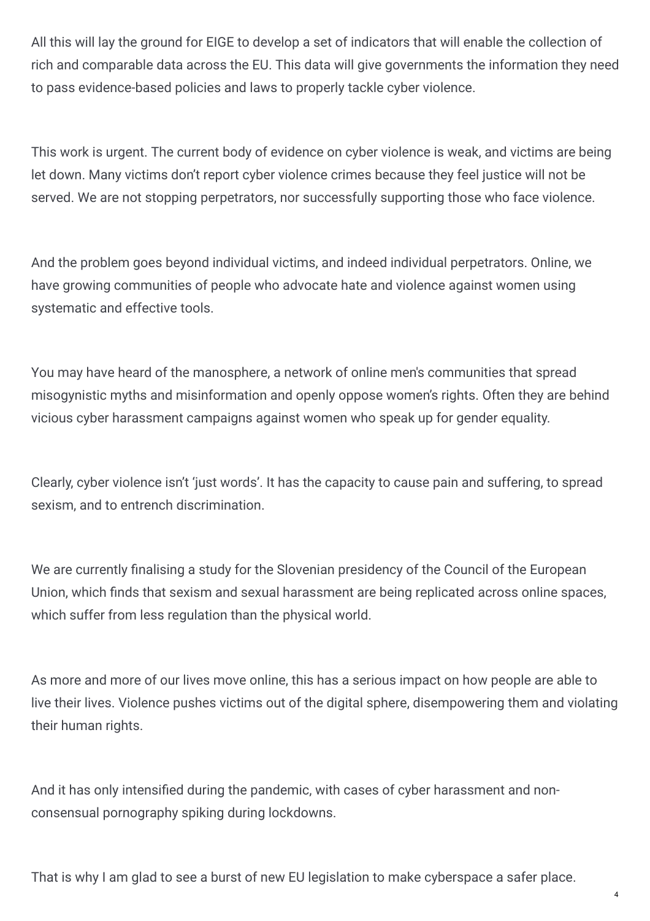All this will lay the ground for EIGE to develop a set of indicators that will enable the collection of rich and comparable data across the EU. This data will give governments the information they need to pass evidence-based policies and laws to properly tackle cyber violence.

This work is urgent. The current body of evidence on cyber violence is weak, and victims are being let down. Many victims don't report cyber violence crimes because they feel justice will not be served. We are not stopping perpetrators, nor successfully supporting those who face violence.

And the problem goes beyond individual victims, and indeed individual perpetrators. Online, we have growing communities of people who advocate hate and violence against women using systematic and effective tools.

You may have heard of the manosphere, a network of online men's communities that spread misogynistic myths and misinformation and openly oppose women's rights. Often they are behind vicious cyber harassment campaigns against women who speak up for gender equality.

Clearly, cyber violence isn't 'just words'. It has the capacity to cause pain and suffering, to spread sexism, and to entrench discrimination.

We are currently finalising a study for the Slovenian presidency of the Council of the European Union, which finds that sexism and sexual harassment are being replicated across online spaces, which suffer from less regulation than the physical world.

As more and more of our lives move online, this has a serious impact on how people are able to live their lives. Violence pushes victims out of the digital sphere, disempowering them and violating their human rights.

And it has only intensified during the pandemic, with cases of cyber harassment and non-consensual pornography spiking during lockdowns.

That is why I am glad to see a burst of new EU legislation to make cyberspace a safer place.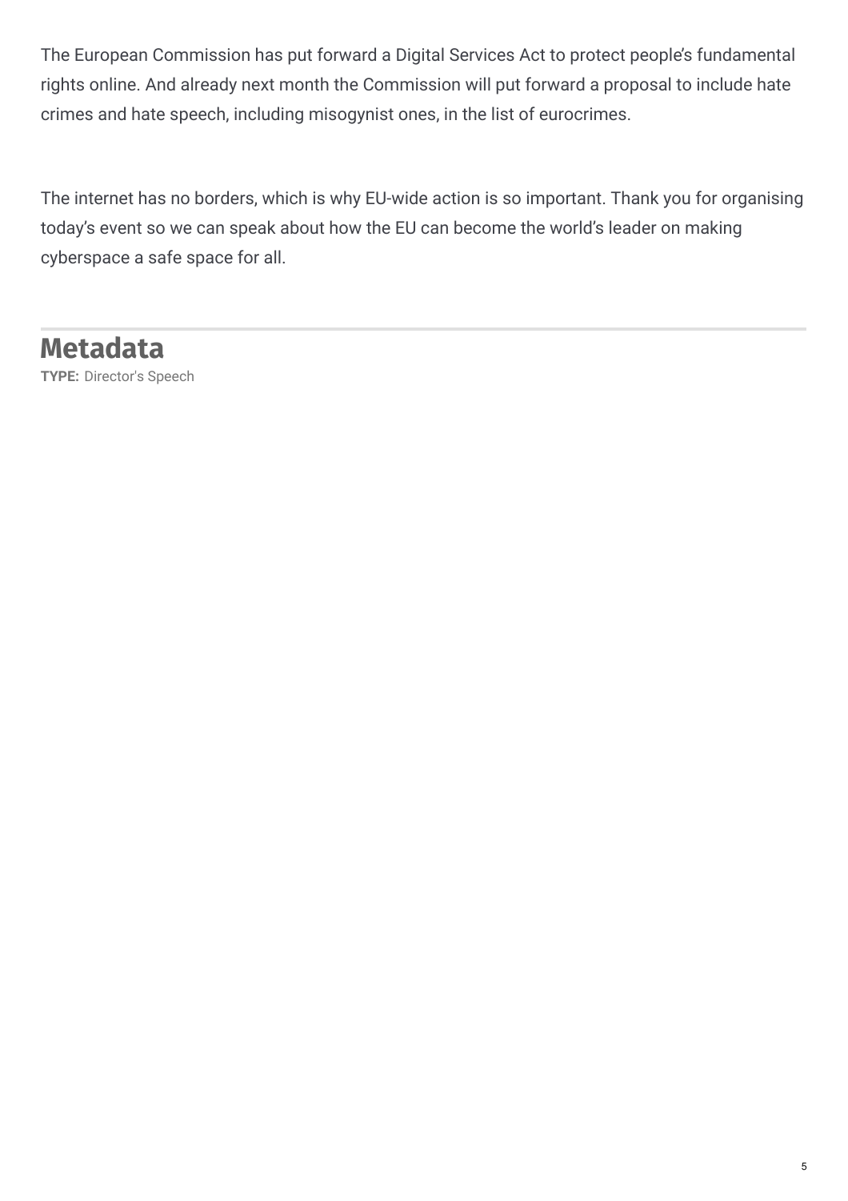The European Commission has put forward a Digital Services Act to protect people's fundamental rights online. And already next month the Commission will put forward a proposal to include hate crimes and hate speech, including misogynist ones, in the list of eurocrimes.

The internet has no borders, which is why EU-wide action is so important. Thank you for organising today's event so we can speak about how the EU can become the world's leader on making cyberspace a safe space for all.

## Metadata

**TYPE:** Director's Speech